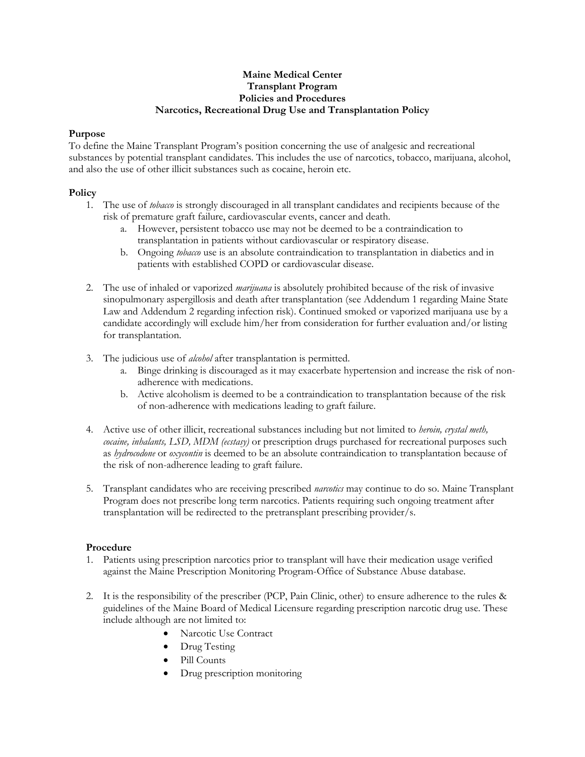**Maine Medical Center**
**Transplant Program**
**Policies and Procedures**
**Narcotics, Recreational Drug Use and Transplantation Policy**

## Purpose

To define the Maine Transplant Program's position concerning the use of analgesic and recreational substances by potential transplant candidates. This includes the use of narcotics, tobacco, marijuana, alcohol, and also the use of other illicit substances such as cocaine, heroin etc.

## Policy

1. The use of *tobacco* is strongly discouraged in all transplant candidates and recipients because of the risk of premature graft failure, cardiovascular events, cancer and death.
   a. However, persistent tobacco use may not be deemed to be a contraindication to transplantation in patients without cardiovascular or respiratory disease.
   b. Ongoing *tobacco* use is an absolute contraindication to transplantation in diabetics and in patients with established COPD or cardiovascular disease.

2. The use of inhaled or vaporized *marijuana* is absolutely prohibited because of the risk of invasive sinopulmonary aspergillosis and death after transplantation (see Addendum 1 regarding Maine State Law and Addendum 2 regarding infection risk). Continued smoked or vaporized marijuana use by a candidate accordingly will exclude him/her from consideration for further evaluation and/or listing for transplantation.

3. The judicious use of *alcohol* after transplantation is permitted.
   a. Binge drinking is discouraged as it may exacerbate hypertension and increase the risk of non-adherence with medications.
   b. Active alcoholism is deemed to be a contraindication to transplantation because of the risk of non-adherence with medications leading to graft failure.

4. Active use of other illicit, recreational substances including but not limited to *heroin, crystal meth, cocaine, inhalants, LSD, MDM (ecstasy)* or prescription drugs purchased for recreational purposes such as *hydrocodone* or *oxycontin* is deemed to be an absolute contraindication to transplantation because of the risk of non-adherence leading to graft failure.

5. Transplant candidates who are receiving prescribed *narcotics* may continue to do so. Maine Transplant Program does not prescribe long term narcotics. Patients requiring such ongoing treatment after transplantation will be redirected to the pretransplant prescribing provider/s.

## Procedure

1. Patients using prescription narcotics prior to transplant will have their medication usage verified against the Maine Prescription Monitoring Program-Office of Substance Abuse database.

2. It is the responsibility of the prescriber (PCP, Pain Clinic, other) to ensure adherence to the rules & guidelines of the Maine Board of Medical Licensure regarding prescription narcotic drug use. These include although are not limited to:
   - Narcotic Use Contract
   - Drug Testing
   - Pill Counts
   - Drug prescription monitoring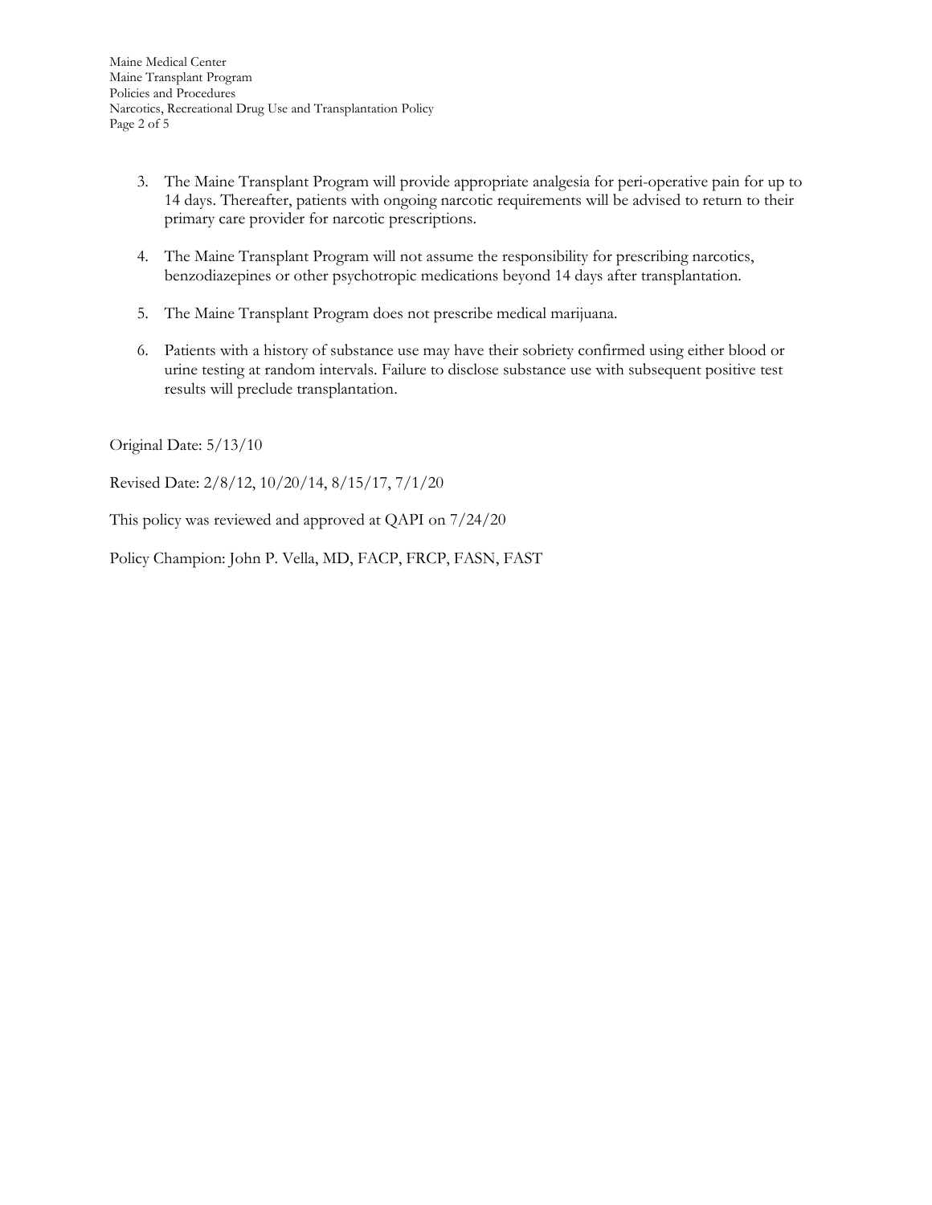3. The Maine Transplant Program will provide appropriate analgesia for peri-operative pain for up to 14 days. Thereafter, patients with ongoing narcotic requirements will be advised to return to their primary care provider for narcotic prescriptions.

4. The Maine Transplant Program will not assume the responsibility for prescribing narcotics, benzodiazepines or other psychotropic medications beyond 14 days after transplantation.

5. The Maine Transplant Program does not prescribe medical marijuana.

6. Patients with a history of substance use may have their sobriety confirmed using either blood or urine testing at random intervals. Failure to disclose substance use with subsequent positive test results will preclude transplantation.

Original Date: 5/13/10

Revised Date: 2/8/12, 10/20/14, 8/15/17, 7/1/20

This policy was reviewed and approved at QAPI on 7/24/20

Policy Champion: John P. Vella, MD, FACP, FRCP, FASN, FAST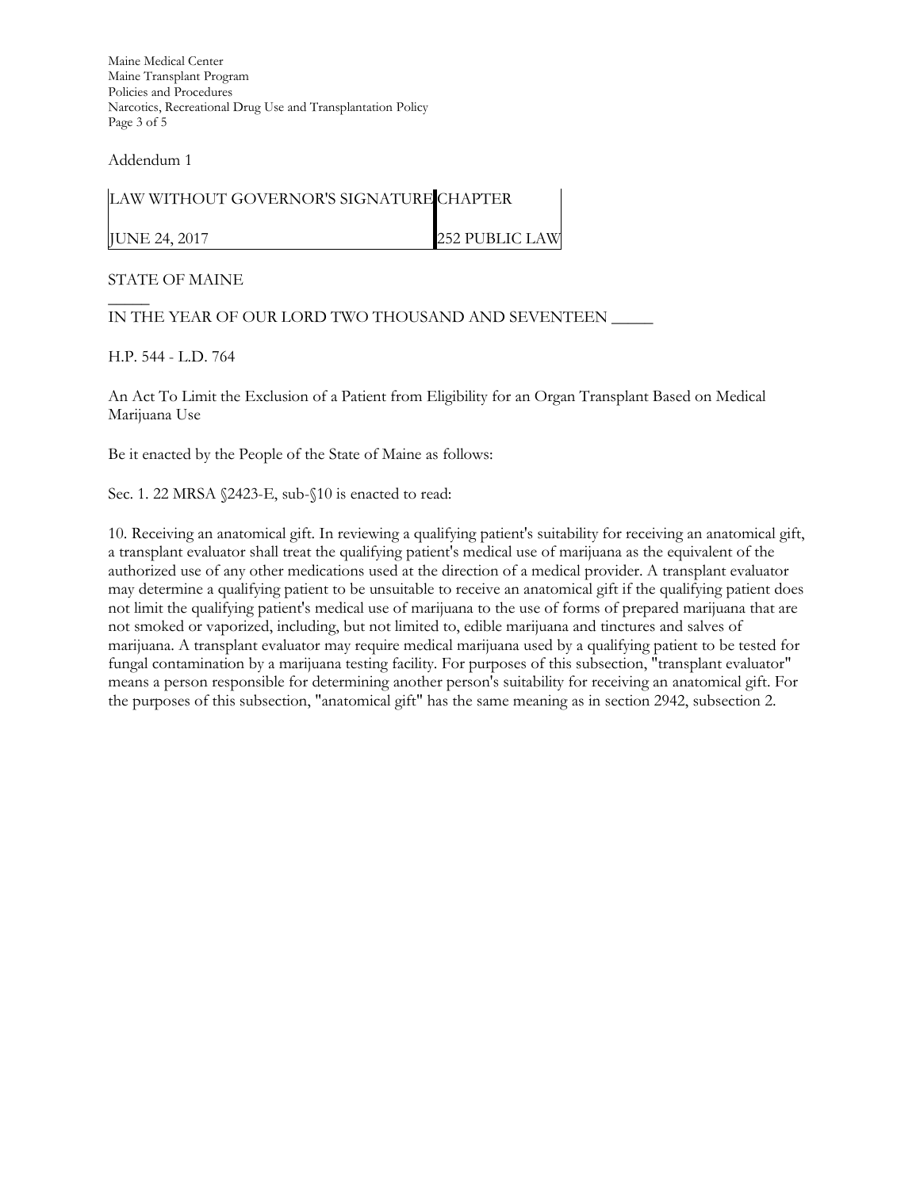Addendum 1

| LAW WITHOUT GOVERNOR'S SIGNATURE | CHAPTER |
| --- | --- |
| JUNE 24, 2017 | 252 PUBLIC LAW |

STATE OF MAINE

_____

IN THE YEAR OF OUR LORD TWO THOUSAND AND SEVENTEEN _____

H.P. 544 - L.D. 764

An Act To Limit the Exclusion of a Patient from Eligibility for an Organ Transplant Based on Medical Marijuana Use

Be it enacted by the People of the State of Maine as follows:

Sec. 1. 22 MRSA §2423-E, sub-§10 is enacted to read:

10. Receiving an anatomical gift. In reviewing a qualifying patient's suitability for receiving an anatomical gift, a transplant evaluator shall treat the qualifying patient's medical use of marijuana as the equivalent of the authorized use of any other medications used at the direction of a medical provider. A transplant evaluator may determine a qualifying patient to be unsuitable to receive an anatomical gift if the qualifying patient does not limit the qualifying patient's medical use of marijuana to the use of forms of prepared marijuana that are not smoked or vaporized, including, but not limited to, edible marijuana and tinctures and salves of marijuana. A transplant evaluator may require medical marijuana used by a qualifying patient to be tested for fungal contamination by a marijuana testing facility. For purposes of this subsection, "transplant evaluator" means a person responsible for determining another person's suitability for receiving an anatomical gift. For the purposes of this subsection, "anatomical gift" has the same meaning as in section 2942, subsection 2.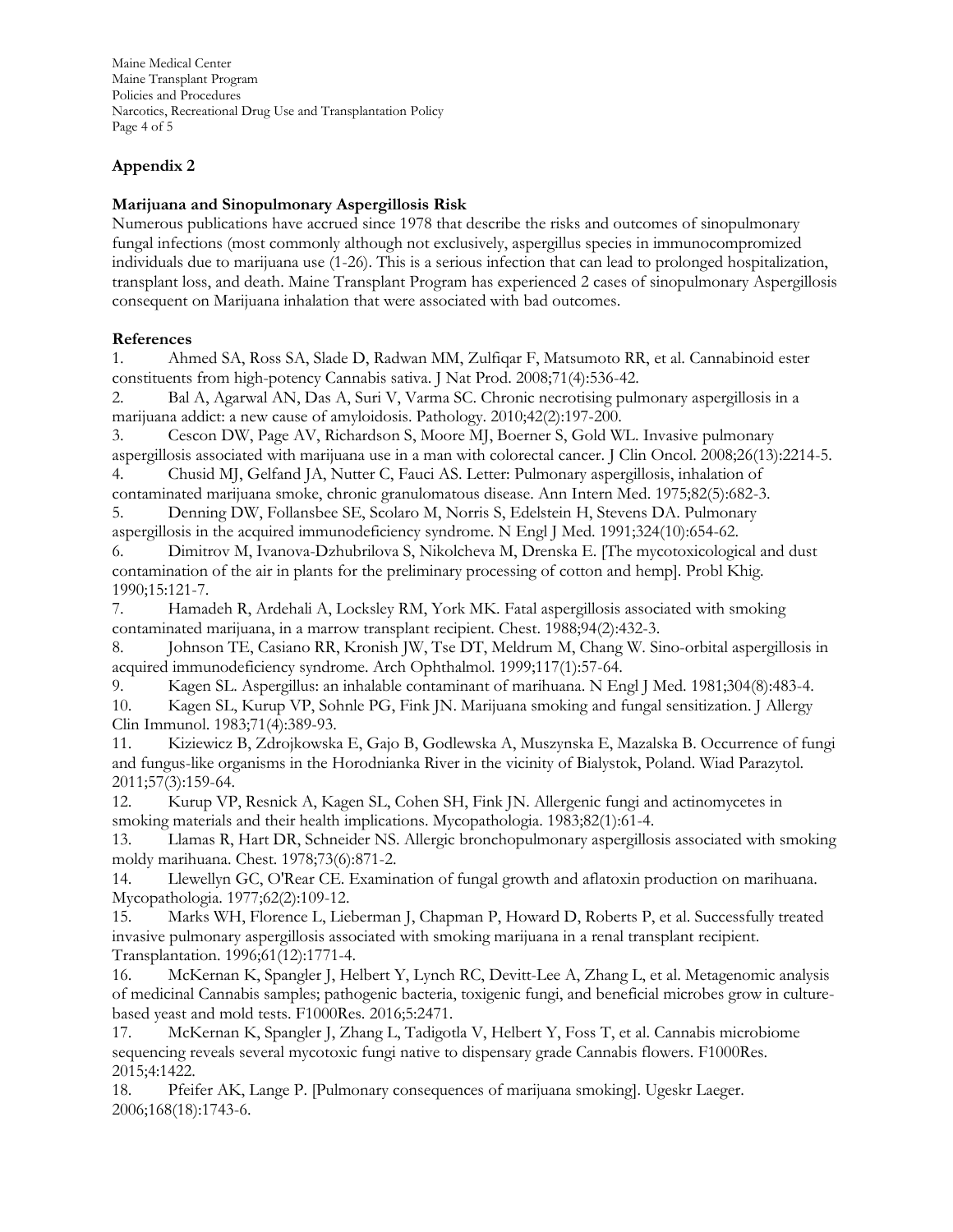## Appendix 2

### Marijuana and Sinopulmonary Aspergillosis Risk

Numerous publications have accrued since 1978 that describe the risks and outcomes of sinopulmonary fungal infections (most commonly although not exclusively, aspergillus species in immunocompromized individuals due to marijuana use (1-26). This is a serious infection that can lead to prolonged hospitalization, transplant loss, and death. Maine Transplant Program has experienced 2 cases of sinopulmonary Aspergillosis consequent on Marijuana inhalation that were associated with bad outcomes.

### References

1. Ahmed SA, Ross SA, Slade D, Radwan MM, Zulfiqar F, Matsumoto RR, et al. Cannabinoid ester constituents from high-potency Cannabis sativa. J Nat Prod. 2008;71(4):536-42.
2. Bal A, Agarwal AN, Das A, Suri V, Varma SC. Chronic necrotising pulmonary aspergillosis in a marijuana addict: a new cause of amyloidosis. Pathology. 2010;42(2):197-200.
3. Cescon DW, Page AV, Richardson S, Moore MJ, Boerner S, Gold WL. Invasive pulmonary aspergillosis associated with marijuana use in a man with colorectal cancer. J Clin Oncol. 2008;26(13):2214-5.
4. Chusid MJ, Gelfand JA, Nutter C, Fauci AS. Letter: Pulmonary aspergillosis, inhalation of contaminated marijuana smoke, chronic granulomatous disease. Ann Intern Med. 1975;82(5):682-3.
5. Denning DW, Follansbee SE, Scolaro M, Norris S, Edelstein H, Stevens DA. Pulmonary aspergillosis in the acquired immunodeficiency syndrome. N Engl J Med. 1991;324(10):654-62.
6. Dimitrov M, Ivanova-Dzhubrilova S, Nikolcheva M, Drenska E. [The mycotoxicological and dust contamination of the air in plants for the preliminary processing of cotton and hemp]. Probl Khig. 1990;15:121-7.
7. Hamadeh R, Ardehali A, Locksley RM, York MK. Fatal aspergillosis associated with smoking contaminated marijuana, in a marrow transplant recipient. Chest. 1988;94(2):432-3.
8. Johnson TE, Casiano RR, Kronish JW, Tse DT, Meldrum M, Chang W. Sino-orbital aspergillosis in acquired immunodeficiency syndrome. Arch Ophthalmol. 1999;117(1):57-64.
9. Kagen SL. Aspergillus: an inhalable contaminant of marihuana. N Engl J Med. 1981;304(8):483-4.
10. Kagen SL, Kurup VP, Sohnle PG, Fink JN. Marijuana smoking and fungal sensitization. J Allergy Clin Immunol. 1983;71(4):389-93.
11. Kiziewicz B, Zdrojkowska E, Gajo B, Godlewska A, Muszynska E, Mazalska B. Occurrence of fungi and fungus-like organisms in the Horodnianka River in the vicinity of Bialystok, Poland. Wiad Parazytol. 2011;57(3):159-64.
12. Kurup VP, Resnick A, Kagen SL, Cohen SH, Fink JN. Allergenic fungi and actinomycetes in smoking materials and their health implications. Mycopathologia. 1983;82(1):61-4.
13. Llamas R, Hart DR, Schneider NS. Allergic bronchopulmonary aspergillosis associated with smoking moldy marihuana. Chest. 1978;73(6):871-2.
14. Llewellyn GC, O'Rear CE. Examination of fungal growth and aflatoxin production on marihuana. Mycopathologia. 1977;62(2):109-12.
15. Marks WH, Florence L, Lieberman J, Chapman P, Howard D, Roberts P, et al. Successfully treated invasive pulmonary aspergillosis associated with smoking marijuana in a renal transplant recipient. Transplantation. 1996;61(12):1771-4.
16. McKernan K, Spangler J, Helbert Y, Lynch RC, Devitt-Lee A, Zhang L, et al. Metagenomic analysis of medicinal Cannabis samples; pathogenic bacteria, toxigenic fungi, and beneficial microbes grow in culture-based yeast and mold tests. F1000Res. 2016;5:2471.
17. McKernan K, Spangler J, Zhang L, Tadigotla V, Helbert Y, Foss T, et al. Cannabis microbiome sequencing reveals several mycotoxic fungi native to dispensary grade Cannabis flowers. F1000Res. 2015;4:1422.
18. Pfeifer AK, Lange P. [Pulmonary consequences of marijuana smoking]. Ugeskr Laeger. 2006;168(18):1743-6.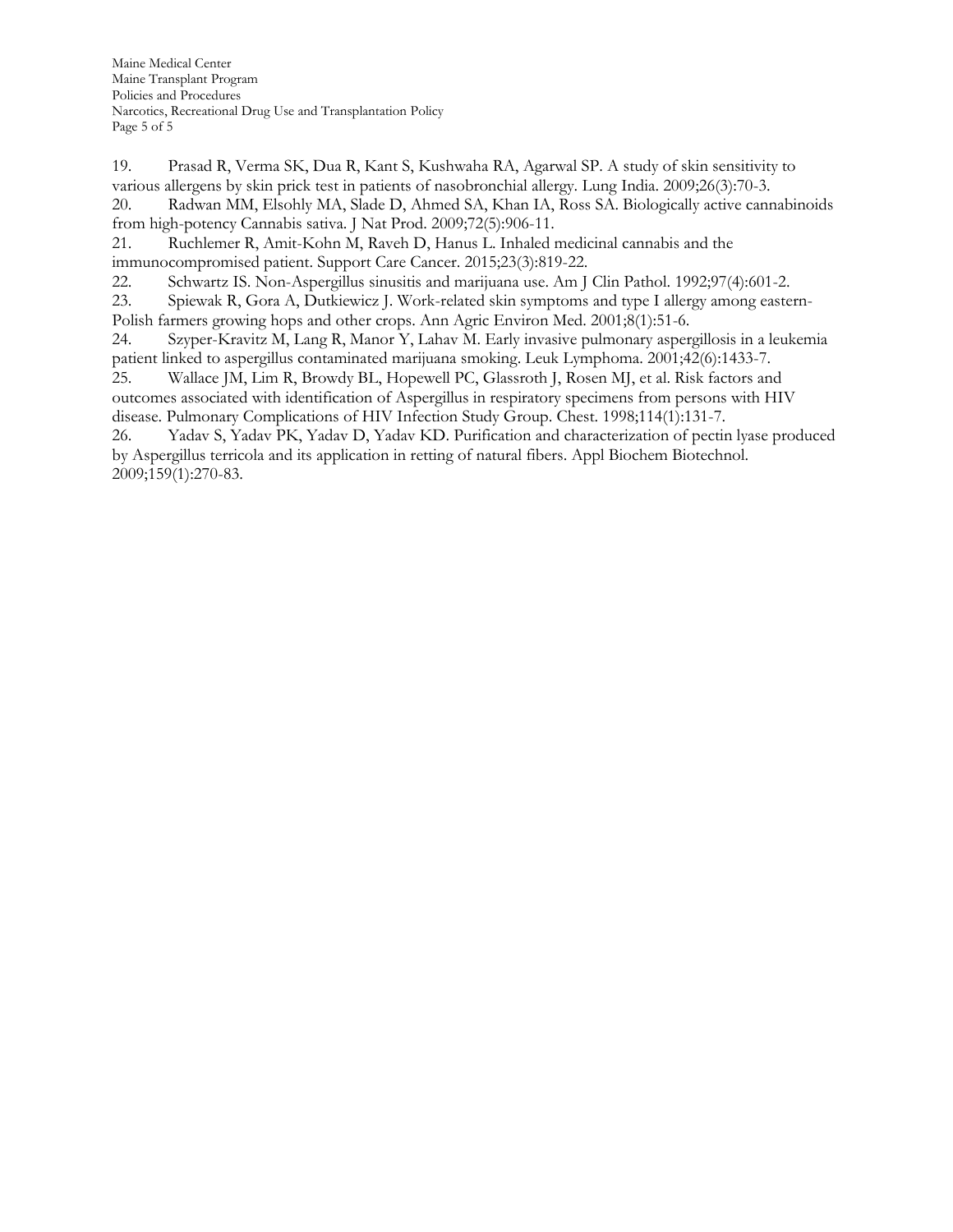19. Prasad R, Verma SK, Dua R, Kant S, Kushwaha RA, Agarwal SP. A study of skin sensitivity to various allergens by skin prick test in patients of nasobronchial allergy. Lung India. 2009;26(3):70-3.
20. Radwan MM, Elsohly MA, Slade D, Ahmed SA, Khan IA, Ross SA. Biologically active cannabinoids from high-potency Cannabis sativa. J Nat Prod. 2009;72(5):906-11.
21. Ruchlemer R, Amit-Kohn M, Raveh D, Hanus L. Inhaled medicinal cannabis and the immunocompromised patient. Support Care Cancer. 2015;23(3):819-22.
22. Schwartz IS. Non-Aspergillus sinusitis and marijuana use. Am J Clin Pathol. 1992;97(4):601-2.
23. Spiewak R, Gora A, Dutkiewicz J. Work-related skin symptoms and type I allergy among eastern-Polish farmers growing hops and other crops. Ann Agric Environ Med. 2001;8(1):51-6.
24. Szyper-Kravitz M, Lang R, Manor Y, Lahav M. Early invasive pulmonary aspergillosis in a leukemia patient linked to aspergillus contaminated marijuana smoking. Leuk Lymphoma. 2001;42(6):1433-7.
25. Wallace JM, Lim R, Browdy BL, Hopewell PC, Glassroth J, Rosen MJ, et al. Risk factors and outcomes associated with identification of Aspergillus in respiratory specimens from persons with HIV disease. Pulmonary Complications of HIV Infection Study Group. Chest. 1998;114(1):131-7.
26. Yadav S, Yadav PK, Yadav D, Yadav KD. Purification and characterization of pectin lyase produced by Aspergillus terricola and its application in retting of natural fibers. Appl Biochem Biotechnol. 2009;159(1):270-83.